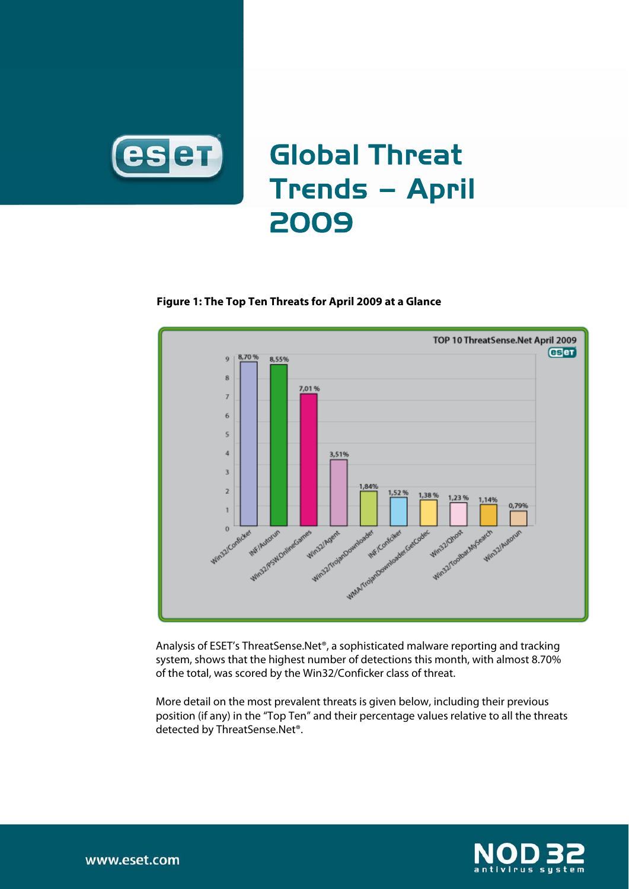# Global Threat Trends – April 2009

**Figure 1: The Top Ten Threats for April 2009 at a Glance**

TOP 10 ThreatSense.Net April 2009

| Threat | Percentage |
|---|---|
| Win32/Conficker | 8,70 % |
| INF/Autorun | 8,55% |
| Win32/PSW.OnlineGames | 7,01 % |
| Win32/Agent | 3,51% |
| Win32/TrojanDownloader | 1,84% |
| INF/Conficker | 1,52 % |
| WMA/TrojanDownloader.GetCodec | 1,38 % |
| Win32/Qhost | 1,23 % |
| Win32/Toolbar.MySearch | 1,14% |
| Win32/Autorun | 0,79% |

Analysis of ESET's ThreatSense.Net®, a sophisticated malware reporting and tracking system, shows that the highest number of detections this month, with almost 8.70% of the total, was scored by the Win32/Conficker class of threat.

More detail on the most prevalent threats is given below, including their previous position (if any) in the "Top Ten" and their percentage values relative to all the threats detected by ThreatSense.Net®.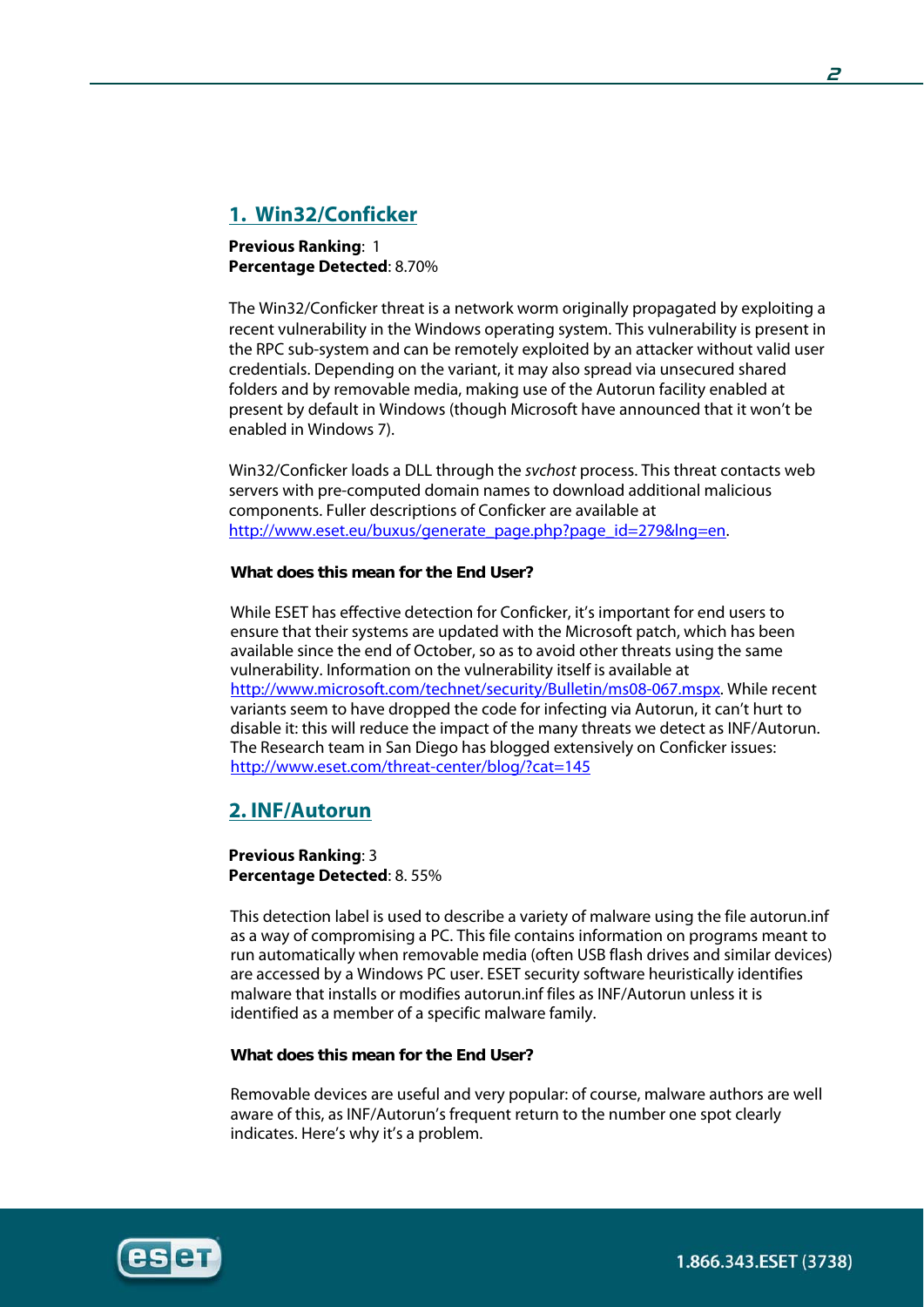## 1. Win32/Conficker

**Previous Ranking**: 1
**Percentage Detected**: 8.70%

The Win32/Conficker threat is a network worm originally propagated by exploiting a recent vulnerability in the Windows operating system. This vulnerability is present in the RPC sub-system and can be remotely exploited by an attacker without valid user credentials. Depending on the variant, it may also spread via unsecured shared folders and by removable media, making use of the Autorun facility enabled at present by default in Windows (though Microsoft have announced that it won't be enabled in Windows 7).

Win32/Conficker loads a DLL through the *svchost* process. This threat contacts web servers with pre-computed domain names to download additional malicious components. Fuller descriptions of Conficker are available at http://www.eset.eu/buxus/generate_page.php?page_id=279&lng=en.

**What does this mean for the End User?**

While ESET has effective detection for Conficker, it's important for end users to ensure that their systems are updated with the Microsoft patch, which has been available since the end of October, so as to avoid other threats using the same vulnerability. Information on the vulnerability itself is available at http://www.microsoft.com/technet/security/Bulletin/ms08-067.mspx. While recent variants seem to have dropped the code for infecting via Autorun, it can't hurt to disable it: this will reduce the impact of the many threats we detect as INF/Autorun. The Research team in San Diego has blogged extensively on Conficker issues: http://www.eset.com/threat-center/blog/?cat=145

## 2. INF/Autorun

**Previous Ranking**: 3
**Percentage Detected**: 8. 55%

This detection label is used to describe a variety of malware using the file autorun.inf as a way of compromising a PC. This file contains information on programs meant to run automatically when removable media (often USB flash drives and similar devices) are accessed by a Windows PC user. ESET security software heuristically identifies malware that installs or modifies autorun.inf files as INF/Autorun unless it is identified as a member of a specific malware family.

**What does this mean for the End User?**

Removable devices are useful and very popular: of course, malware authors are well aware of this, as INF/Autorun's frequent return to the number one spot clearly indicates. Here's why it's a problem.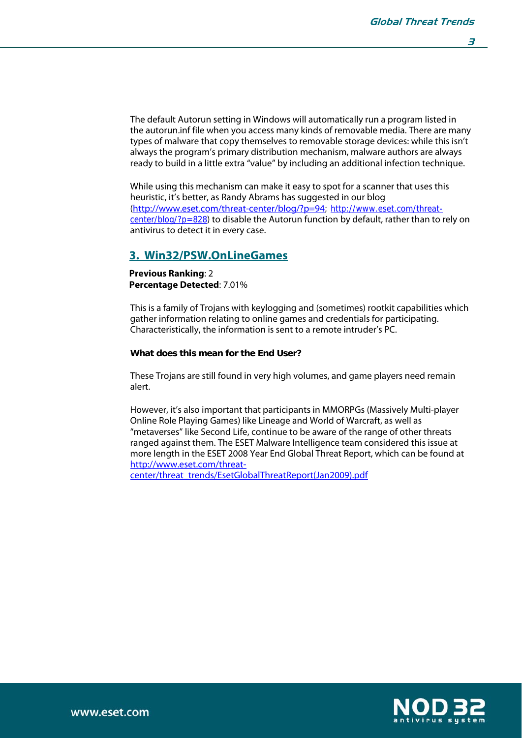The default Autorun setting in Windows will automatically run a program listed in the autorun.inf file when you access many kinds of removable media. There are many types of malware that copy themselves to removable storage devices: while this isn't always the program's primary distribution mechanism, malware authors are always ready to build in a little extra "value" by including an additional infection technique.

While using this mechanism can make it easy to spot for a scanner that uses this heuristic, it's better, as Randy Abrams has suggested in our blog (http://www.eset.com/threat-center/blog/?p=94; http://www.eset.com/threat-center/blog/?p=828) to disable the Autorun function by default, rather than to rely on antivirus to detect it in every case.

## 3. Win32/PSW.OnLineGames

**Previous Ranking**: 2
**Percentage Detected**: 7.01%

This is a family of Trojans with keylogging and (sometimes) rootkit capabilities which gather information relating to online games and credentials for participating. Characteristically, the information is sent to a remote intruder's PC.

**What does this mean for the End User?**

These Trojans are still found in very high volumes, and game players need remain alert.

However, it's also important that participants in MMORPGs (Massively Multi-player Online Role Playing Games) like Lineage and World of Warcraft, as well as "metaverses" like Second Life, continue to be aware of the range of other threats ranged against them. The ESET Malware Intelligence team considered this issue at more length in the ESET 2008 Year End Global Threat Report, which can be found at http://www.eset.com/threat-center/threat_trends/EsetGlobalThreatReport(Jan2009).pdf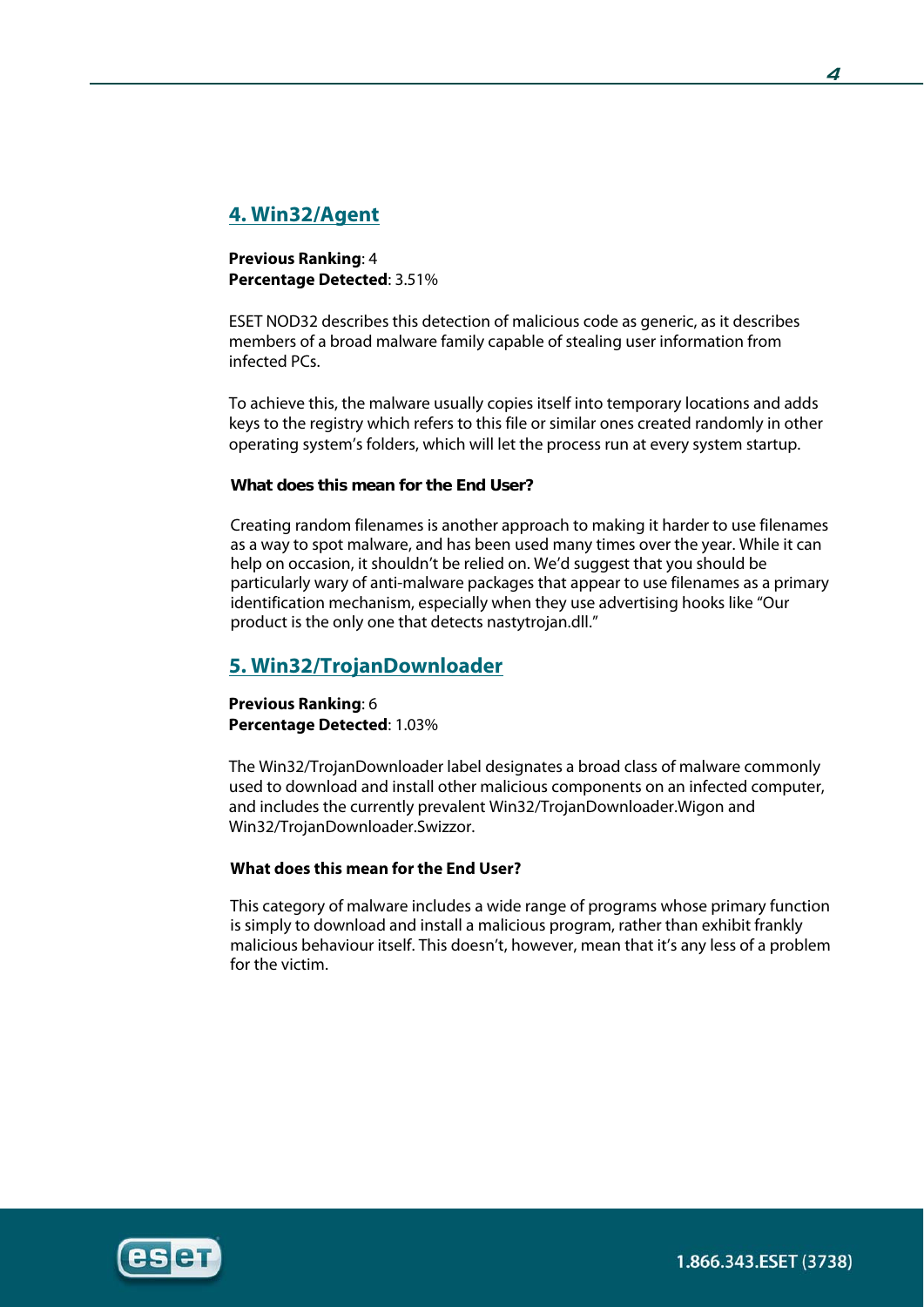## 4. Win32/Agent

**Previous Ranking**: 4
**Percentage Detected**: 3.51%

ESET NOD32 describes this detection of malicious code as generic, as it describes members of a broad malware family capable of stealing user information from infected PCs.

To achieve this, the malware usually copies itself into temporary locations and adds keys to the registry which refers to this file or similar ones created randomly in other operating system's folders, which will let the process run at every system startup.

**What does this mean for the End User?**

Creating random filenames is another approach to making it harder to use filenames as a way to spot malware, and has been used many times over the year. While it can help on occasion, it shouldn't be relied on. We'd suggest that you should be particularly wary of anti-malware packages that appear to use filenames as a primary identification mechanism, especially when they use advertising hooks like "Our product is the only one that detects nastytrojan.dll."

## 5. Win32/TrojanDownloader

**Previous Ranking**: 6
**Percentage Detected**: 1.03%

The Win32/TrojanDownloader label designates a broad class of malware commonly used to download and install other malicious components on an infected computer, and includes the currently prevalent Win32/TrojanDownloader.Wigon and Win32/TrojanDownloader.Swizzor.

**What does this mean for the End User?**

This category of malware includes a wide range of programs whose primary function is simply to download and install a malicious program, rather than exhibit frankly malicious behaviour itself. This doesn't, however, mean that it's any less of a problem for the victim.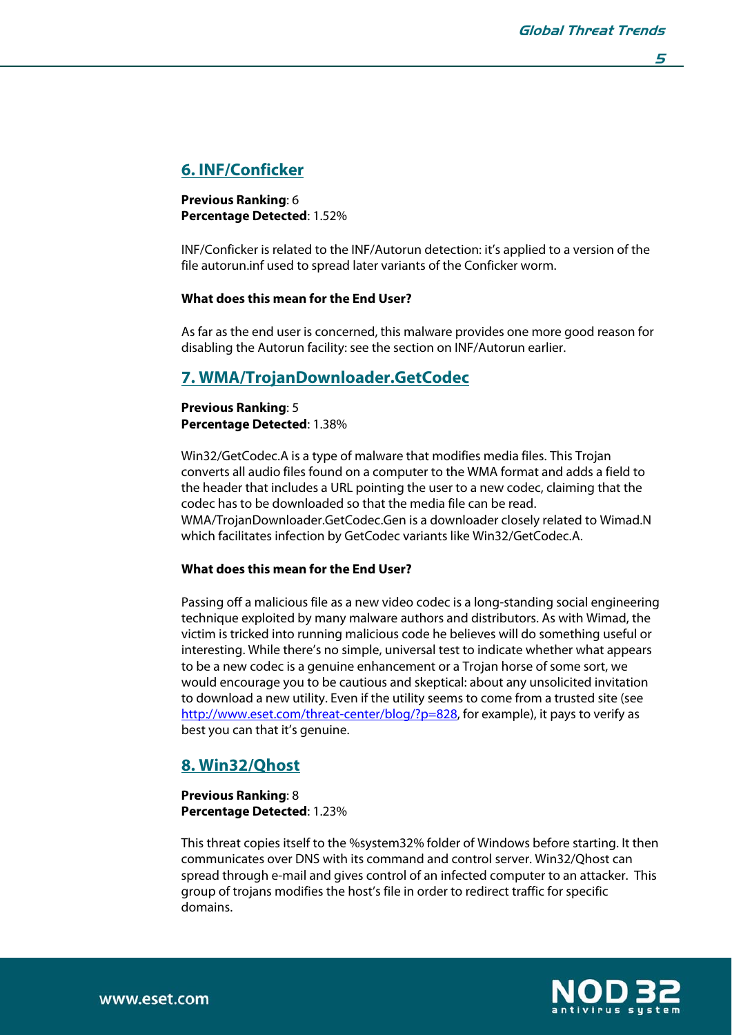## 6. INF/Conficker

**Previous Ranking**: 6
**Percentage Detected**: 1.52%

INF/Conficker is related to the INF/Autorun detection: it's applied to a version of the file autorun.inf used to spread later variants of the Conficker worm.

**What does this mean for the End User?**

As far as the end user is concerned, this malware provides one more good reason for disabling the Autorun facility: see the section on INF/Autorun earlier.

## 7. WMA/TrojanDownloader.GetCodec

**Previous Ranking**: 5
**Percentage Detected**: 1.38%

Win32/GetCodec.A is a type of malware that modifies media files. This Trojan converts all audio files found on a computer to the WMA format and adds a field to the header that includes a URL pointing the user to a new codec, claiming that the codec has to be downloaded so that the media file can be read. WMA/TrojanDownloader.GetCodec.Gen is a downloader closely related to Wimad.N which facilitates infection by GetCodec variants like Win32/GetCodec.A.

**What does this mean for the End User?**

Passing off a malicious file as a new video codec is a long-standing social engineering technique exploited by many malware authors and distributors. As with Wimad, the victim is tricked into running malicious code he believes will do something useful or interesting. While there's no simple, universal test to indicate whether what appears to be a new codec is a genuine enhancement or a Trojan horse of some sort, we would encourage you to be cautious and skeptical: about any unsolicited invitation to download a new utility. Even if the utility seems to come from a trusted site (see [http://www.eset.com/threat-center/blog/?p=828](http://www.eset.com/threat-center/blog/?p=828), for example), it pays to verify as best you can that it's genuine.

## 8. Win32/Qhost

**Previous Ranking**: 8
**Percentage Detected**: 1.23%

This threat copies itself to the %system32% folder of Windows before starting. It then communicates over DNS with its command and control server. Win32/Qhost can spread through e-mail and gives control of an infected computer to an attacker. This group of trojans modifies the host's file in order to redirect traffic for specific domains.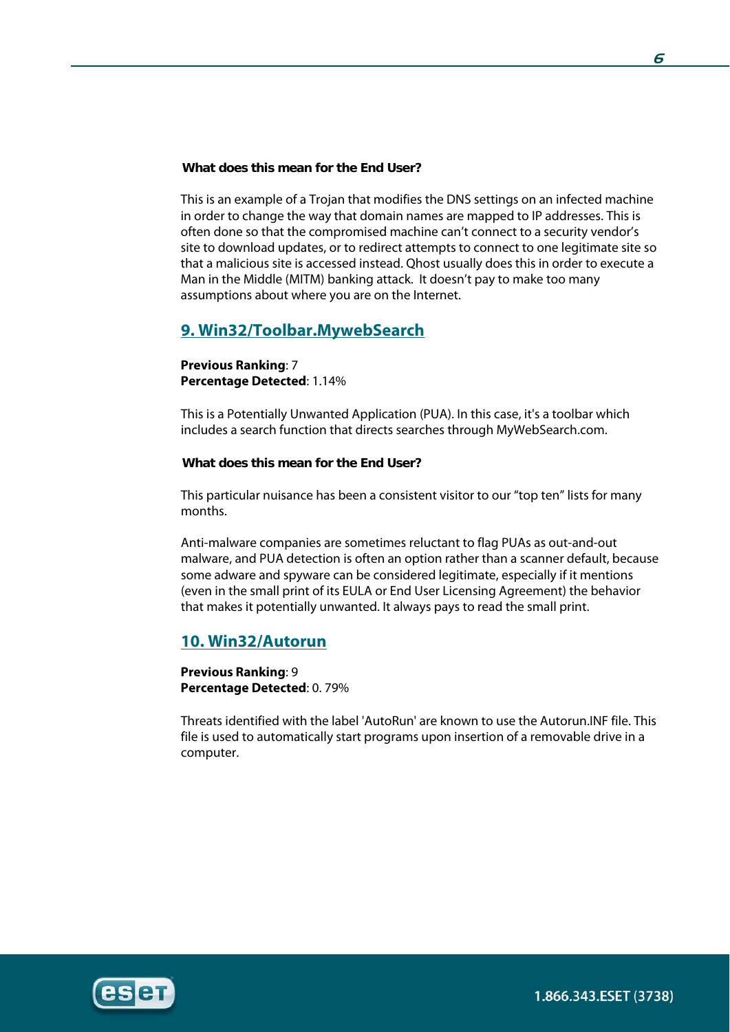**What does this mean for the End User?**

This is an example of a Trojan that modifies the DNS settings on an infected machine in order to change the way that domain names are mapped to IP addresses. This is often done so that the compromised machine can't connect to a security vendor's site to download updates, or to redirect attempts to connect to one legitimate site so that a malicious site is accessed instead. Qhost usually does this in order to execute a Man in the Middle (MITM) banking attack. It doesn't pay to make too many assumptions about where you are on the Internet.

## 9. Win32/Toolbar.MywebSearch

**Previous Ranking**: 7
**Percentage Detected**: 1.14%

This is a Potentially Unwanted Application (PUA). In this case, it's a toolbar which includes a search function that directs searches through MyWebSearch.com.

**What does this mean for the End User?**

This particular nuisance has been a consistent visitor to our "top ten" lists for many months.

Anti-malware companies are sometimes reluctant to flag PUAs as out-and-out malware, and PUA detection is often an option rather than a scanner default, because some adware and spyware can be considered legitimate, especially if it mentions (even in the small print of its EULA or End User Licensing Agreement) the behavior that makes it potentially unwanted. It always pays to read the small print.

## 10. Win32/Autorun

**Previous Ranking**: 9
**Percentage Detected**: 0. 79%

Threats identified with the label 'AutoRun' are known to use the Autorun.INF file. This file is used to automatically start programs upon insertion of a removable drive in a computer.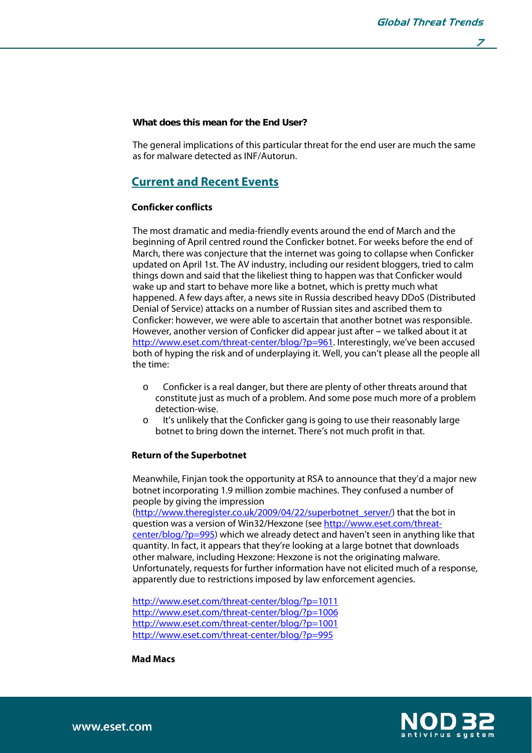**What does this mean for the End User?**

The general implications of this particular threat for the end user are much the same as for malware detected as INF/Autorun.

## Current and Recent Events

### Conficker conflicts

The most dramatic and media-friendly events around the end of March and the beginning of April centred round the Conficker botnet. For weeks before the end of March, there was conjecture that the internet was going to collapse when Conficker updated on April 1st. The AV industry, including our resident bloggers, tried to calm things down and said that the likeliest thing to happen was that Conficker would wake up and start to behave more like a botnet, which is pretty much what happened. A few days after, a news site in Russia described heavy DDoS (Distributed Denial of Service) attacks on a number of Russian sites and ascribed them to Conficker: however, we were able to ascertain that another botnet was responsible. However, another version of Conficker did appear just after – we talked about it at http://www.eset.com/threat-center/blog/?p=961. Interestingly, we've been accused both of hyping the risk and of underplaying it. Well, you can't please all the people all the time:

- Conficker is a real danger, but there are plenty of other threats around that constitute just as much of a problem. And some pose much more of a problem detection-wise.
- It's unlikely that the Conficker gang is going to use their reasonably large botnet to bring down the internet. There's not much profit in that.

### Return of the Superbotnet

Meanwhile, Finjan took the opportunity at RSA to announce that they'd a major new botnet incorporating 1.9 million zombie machines. They confused a number of people by giving the impression (http://www.theregister.co.uk/2009/04/22/superbotnet_server/) that the bot in question was a version of Win32/Hexzone (see http://www.eset.com/threat-center/blog/?p=995) which we already detect and haven't seen in anything like that quantity. In fact, it appears that they're looking at a large botnet that downloads other malware, including Hexzone: Hexzone is not the originating malware. Unfortunately, requests for further information have not elicited much of a response, apparently due to restrictions imposed by law enforcement agencies.

http://www.eset.com/threat-center/blog/?p=1011
http://www.eset.com/threat-center/blog/?p=1006
http://www.eset.com/threat-center/blog/?p=1001
http://www.eset.com/threat-center/blog/?p=995

### Mad Macs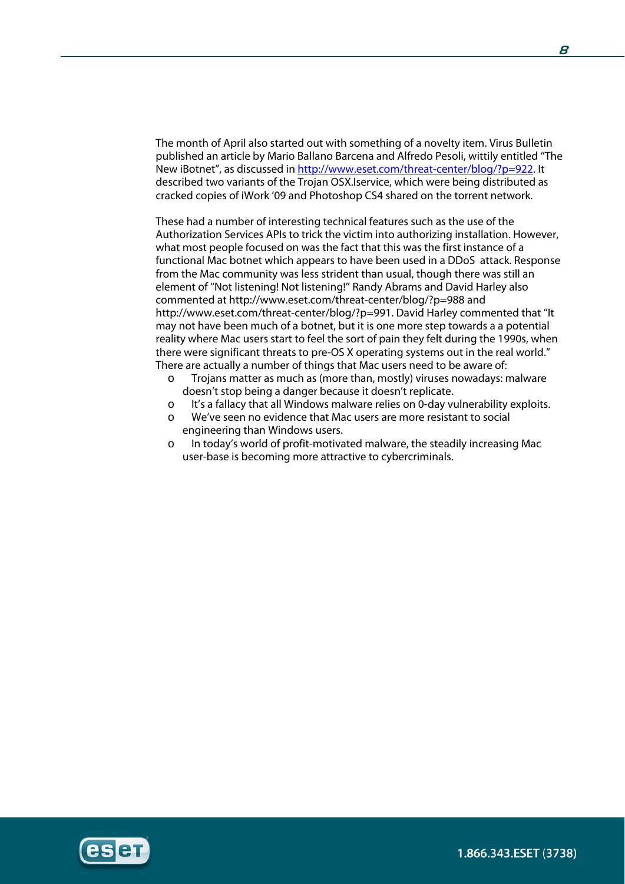The month of April also started out with something of a novelty item. Virus Bulletin published an article by Mario Ballano Barcena and Alfredo Pesoli, wittily entitled "The New iBotnet", as discussed in [http://www.eset.com/threat-center/blog/?p=922](http://www.eset.com/threat-center/blog/?p=922). It described two variants of the Trojan OSX.Iservice, which were being distributed as cracked copies of iWork '09 and Photoshop CS4 shared on the torrent network.

These had a number of interesting technical features such as the use of the Authorization Services APIs to trick the victim into authorizing installation. However, what most people focused on was the fact that this was the first instance of a functional Mac botnet which appears to have been used in a DDoS attack. Response from the Mac community was less strident than usual, though there was still an element of "Not listening! Not listening!" Randy Abrams and David Harley also commented at http://www.eset.com/threat-center/blog/?p=988 and http://www.eset.com/threat-center/blog/?p=991. David Harley commented that "It may not have been much of a botnet, but it is one more step towards a a potential reality where Mac users start to feel the sort of pain they felt during the 1990s, when there were significant threats to pre-OS X operating systems out in the real world." There are actually a number of things that Mac users need to be aware of:

- Trojans matter as much as (more than, mostly) viruses nowadays: malware doesn't stop being a danger because it doesn't replicate.
- It's a fallacy that all Windows malware relies on 0-day vulnerability exploits.
- We've seen no evidence that Mac users are more resistant to social engineering than Windows users.
- In today's world of profit-motivated malware, the steadily increasing Mac user-base is becoming more attractive to cybercriminals.